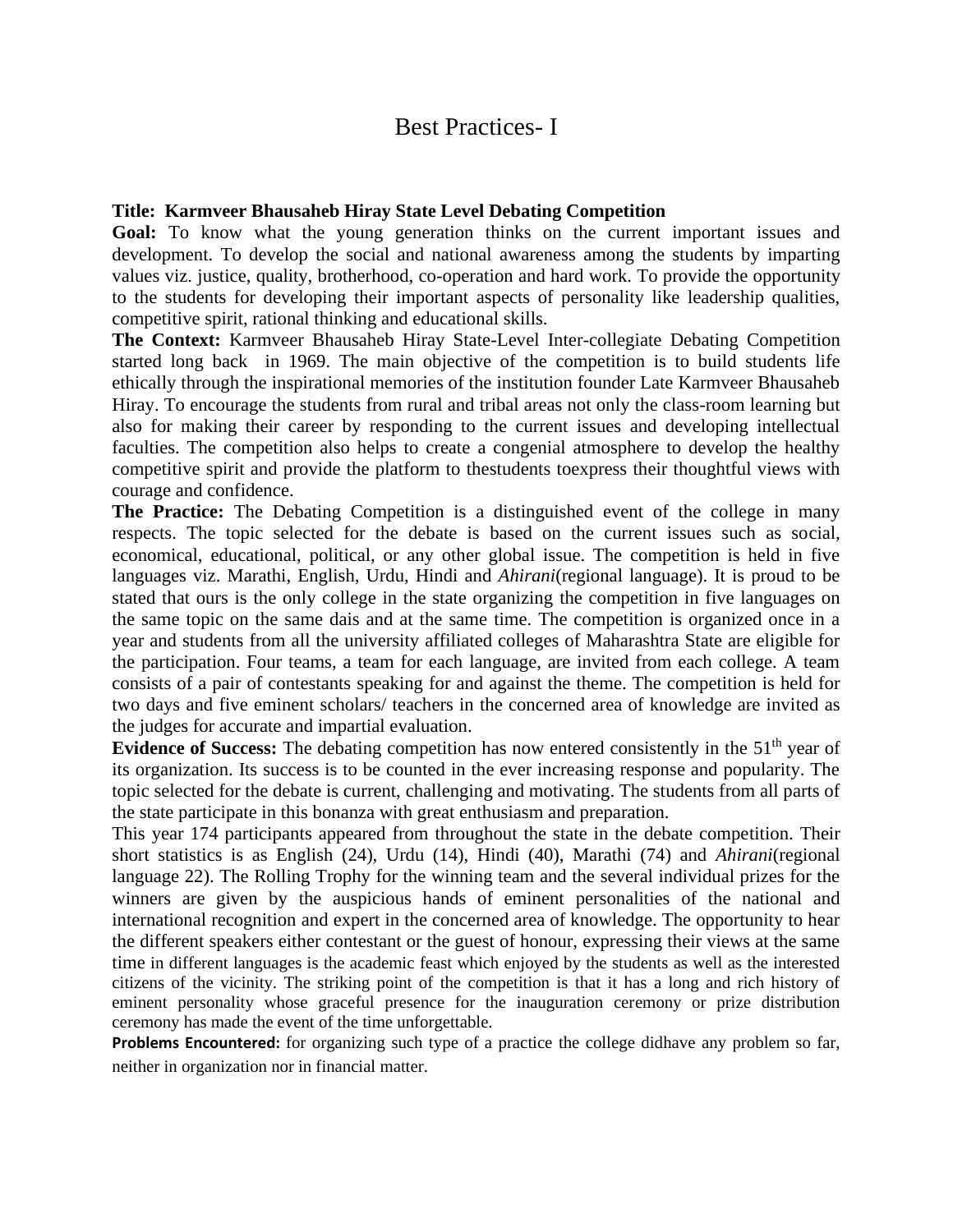# Best Practices- I

**Title: Karmveer Bhausaheb Hiray State Level Debating Competition**

**Goal:** To know what the young generation thinks on the current important issues and development. To develop the social and national awareness among the students by imparting values viz. justice, quality, brotherhood, co-operation and hard work. To provide the opportunity to the students for developing their important aspects of personality like leadership qualities, competitive spirit, rational thinking and educational skills.

**The Context:** Karmveer Bhausaheb Hiray State-Level Inter-collegiate Debating Competition started long back in 1969. The main objective of the competition is to build students life ethically through the inspirational memories of the institution founder Late Karmveer Bhausaheb Hiray. To encourage the students from rural and tribal areas not only the class-room learning but also for making their career by responding to the current issues and developing intellectual faculties. The competition also helps to create a congenial atmosphere to develop the healthy competitive spirit and provide the platform to thestudents toexpress their thoughtful views with courage and confidence.

**The Practice:** The Debating Competition is a distinguished event of the college in many respects. The topic selected for the debate is based on the current issues such as social, economical, educational, political, or any other global issue. The competition is held in five languages viz. Marathi, English, Urdu, Hindi and *Ahirani*(regional language). It is proud to be stated that ours is the only college in the state organizing the competition in five languages on the same topic on the same dais and at the same time. The competition is organized once in a year and students from all the university affiliated colleges of Maharashtra State are eligible for the participation. Four teams, a team for each language, are invited from each college. A team consists of a pair of contestants speaking for and against the theme. The competition is held for two days and five eminent scholars/ teachers in the concerned area of knowledge are invited as the judges for accurate and impartial evaluation.

**Evidence of Success:** The debating competition has now entered consistently in the 51$^{th}$ year of its organization. Its success is to be counted in the ever increasing response and popularity. The topic selected for the debate is current, challenging and motivating. The students from all parts of the state participate in this bonanza with great enthusiasm and preparation.

This year 174 participants appeared from throughout the state in the debate competition. Their short statistics is as English (24), Urdu (14), Hindi (40), Marathi (74) and *Ahirani*(regional language 22). The Rolling Trophy for the winning team and the several individual prizes for the winners are given by the auspicious hands of eminent personalities of the national and international recognition and expert in the concerned area of knowledge. The opportunity to hear the different speakers either contestant or the guest of honour, expressing their views at the same time in different languages is the academic feast which enjoyed by the students as well as the interested citizens of the vicinity. The striking point of the competition is that it has a long and rich history of eminent personality whose graceful presence for the inauguration ceremony or prize distribution ceremony has made the event of the time unforgettable.

**Problems Encountered:** for organizing such type of a practice the college didhave any problem so far, neither in organization nor in financial matter.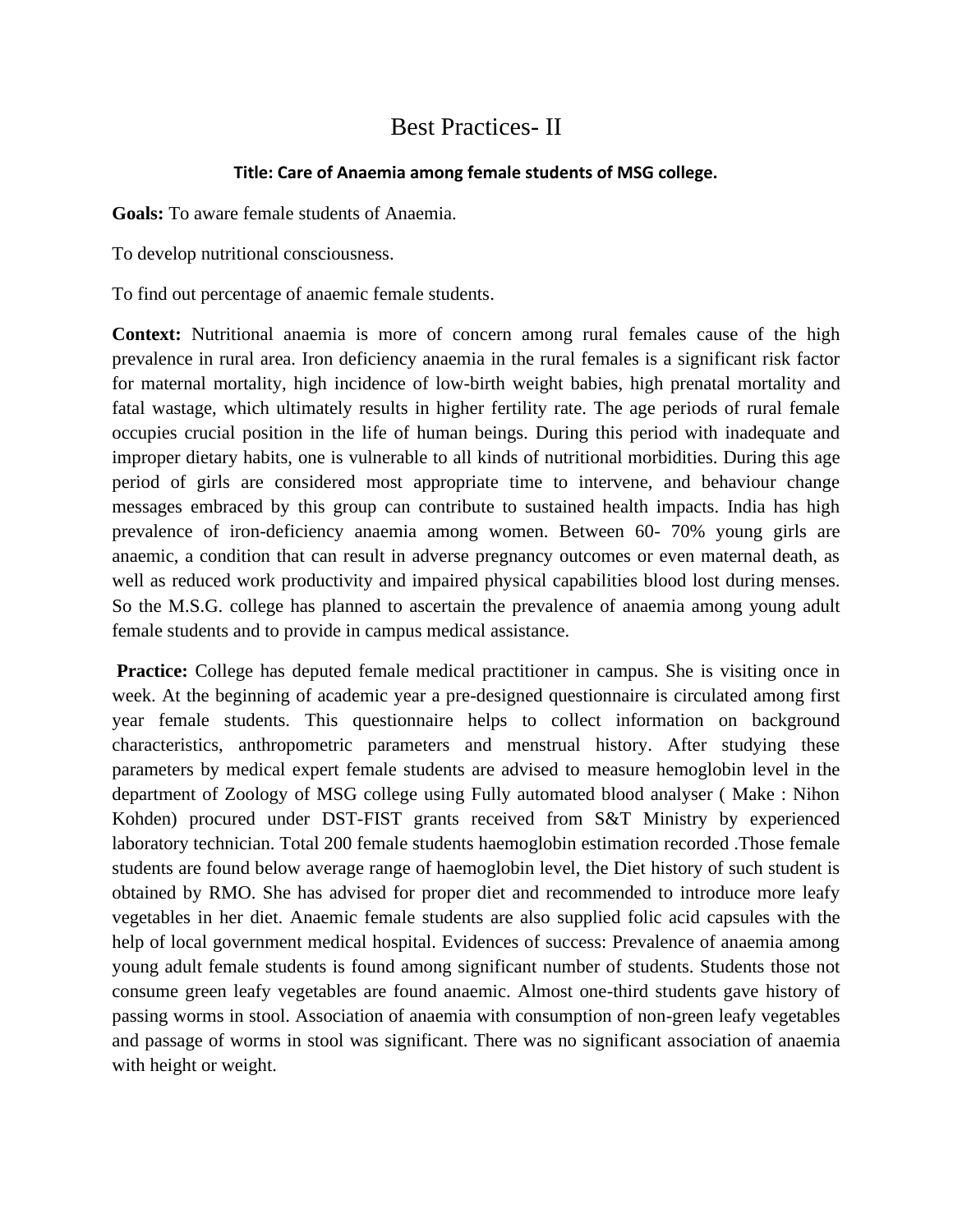# Best Practices- II

**Title: Care of Anaemia among female students of MSG college.**

**Goals:** To aware female students of Anaemia.

To develop nutritional consciousness.

To find out percentage of anaemic female students.

**Context:** Nutritional anaemia is more of concern among rural females cause of the high prevalence in rural area. Iron deficiency anaemia in the rural females is a significant risk factor for maternal mortality, high incidence of low-birth weight babies, high prenatal mortality and fatal wastage, which ultimately results in higher fertility rate. The age periods of rural female occupies crucial position in the life of human beings. During this period with inadequate and improper dietary habits, one is vulnerable to all kinds of nutritional morbidities. During this age period of girls are considered most appropriate time to intervene, and behaviour change messages embraced by this group can contribute to sustained health impacts. India has high prevalence of iron-deficiency anaemia among women. Between 60- 70% young girls are anaemic, a condition that can result in adverse pregnancy outcomes or even maternal death, as well as reduced work productivity and impaired physical capabilities blood lost during menses. So the M.S.G. college has planned to ascertain the prevalence of anaemia among young adult female students and to provide in campus medical assistance.

**Practice:** College has deputed female medical practitioner in campus. She is visiting once in week. At the beginning of academic year a pre-designed questionnaire is circulated among first year female students. This questionnaire helps to collect information on background characteristics, anthropometric parameters and menstrual history. After studying these parameters by medical expert female students are advised to measure hemoglobin level in the department of Zoology of MSG college using Fully automated blood analyser ( Make : Nihon Kohden) procured under DST-FIST grants received from S&T Ministry by experienced laboratory technician. Total 200 female students haemoglobin estimation recorded .Those female students are found below average range of haemoglobin level, the Diet history of such student is obtained by RMO. She has advised for proper diet and recommended to introduce more leafy vegetables in her diet. Anaemic female students are also supplied folic acid capsules with the help of local government medical hospital. Evidences of success: Prevalence of anaemia among young adult female students is found among significant number of students. Students those not consume green leafy vegetables are found anaemic. Almost one-third students gave history of passing worms in stool. Association of anaemia with consumption of non-green leafy vegetables and passage of worms in stool was significant. There was no significant association of anaemia with height or weight.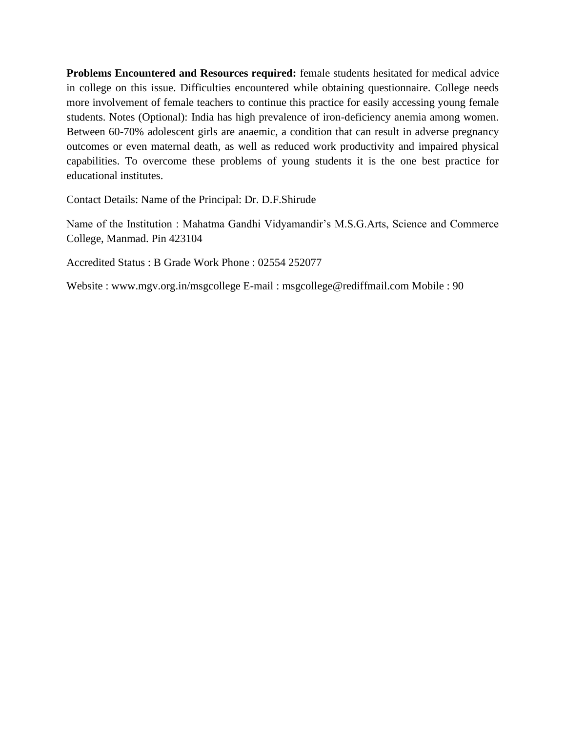**Problems Encountered and Resources required:** female students hesitated for medical advice in college on this issue. Difficulties encountered while obtaining questionnaire. College needs more involvement of female teachers to continue this practice for easily accessing young female students. Notes (Optional): India has high prevalence of iron-deficiency anemia among women. Between 60-70% adolescent girls are anaemic, a condition that can result in adverse pregnancy outcomes or even maternal death, as well as reduced work productivity and impaired physical capabilities. To overcome these problems of young students it is the one best practice for educational institutes.

Contact Details: Name of the Principal: Dr. D.F.Shirude

Name of the Institution : Mahatma Gandhi Vidyamandir's M.S.G.Arts, Science and Commerce College, Manmad. Pin 423104

Accredited Status : B Grade Work Phone : 02554 252077

Website : www.mgv.org.in/msgcollege E-mail : msgcollege@rediffmail.com Mobile : 90